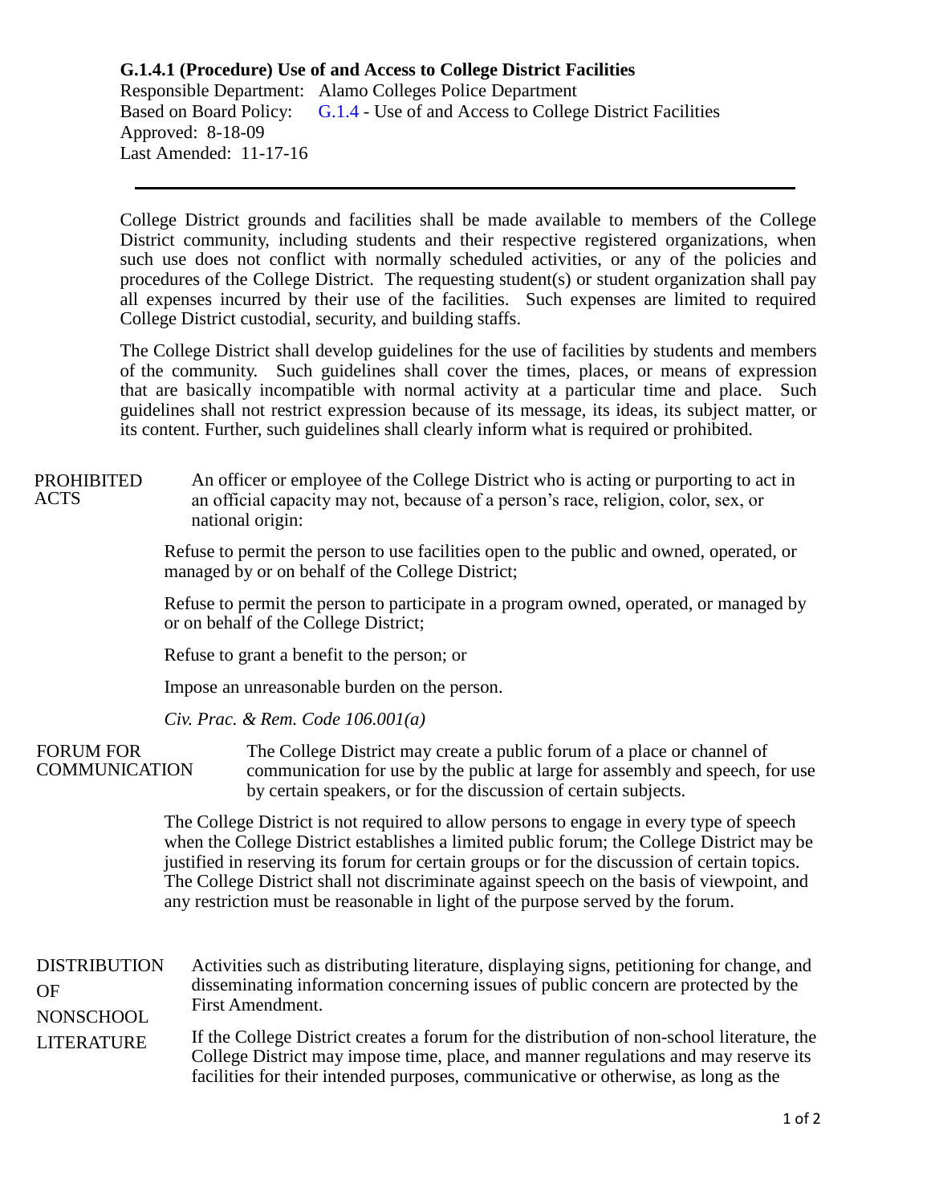**G.1.4.1 (Procedure) Use of and Access to College District Facilities**

Responsible Department: Alamo Colleges Police Department
Based on Board Policy: G.1.4 - Use of and Access to College District Facilities
Approved: 8-18-09
Last Amended: 11-17-16

---

College District grounds and facilities shall be made available to members of the College District community, including students and their respective registered organizations, when such use does not conflict with normally scheduled activities, or any of the policies and procedures of the College District. The requesting student(s) or student organization shall pay all expenses incurred by their use of the facilities. Such expenses are limited to required College District custodial, security, and building staffs.

The College District shall develop guidelines for the use of facilities by students and members of the community. Such guidelines shall cover the times, places, or means of expression that are basically incompatible with normal activity at a particular time and place. Such guidelines shall not restrict expression because of its message, its ideas, its subject matter, or its content. Further, such guidelines shall clearly inform what is required or prohibited.

**PROHIBITED ACTS**

An officer or employee of the College District who is acting or purporting to act in an official capacity may not, because of a person's race, religion, color, sex, or national origin:

Refuse to permit the person to use facilities open to the public and owned, operated, or managed by or on behalf of the College District;

Refuse to permit the person to participate in a program owned, operated, or managed by or on behalf of the College District;

Refuse to grant a benefit to the person; or

Impose an unreasonable burden on the person.

*Civ. Prac. & Rem. Code 106.001(a)*

**FORUM FOR COMMUNICATION**

The College District may create a public forum of a place or channel of communication for use by the public at large for assembly and speech, for use by certain speakers, or for the discussion of certain subjects.

The College District is not required to allow persons to engage in every type of speech when the College District establishes a limited public forum; the College District may be justified in reserving its forum for certain groups or for the discussion of certain topics. The College District shall not discriminate against speech on the basis of viewpoint, and any restriction must be reasonable in light of the purpose served by the forum.

**DISTRIBUTION OF NONSCHOOL LITERATURE**

Activities such as distributing literature, displaying signs, petitioning for change, and disseminating information concerning issues of public concern are protected by the First Amendment.

If the College District creates a forum for the distribution of non-school literature, the College District may impose time, place, and manner regulations and may reserve its facilities for their intended purposes, communicative or otherwise, as long as the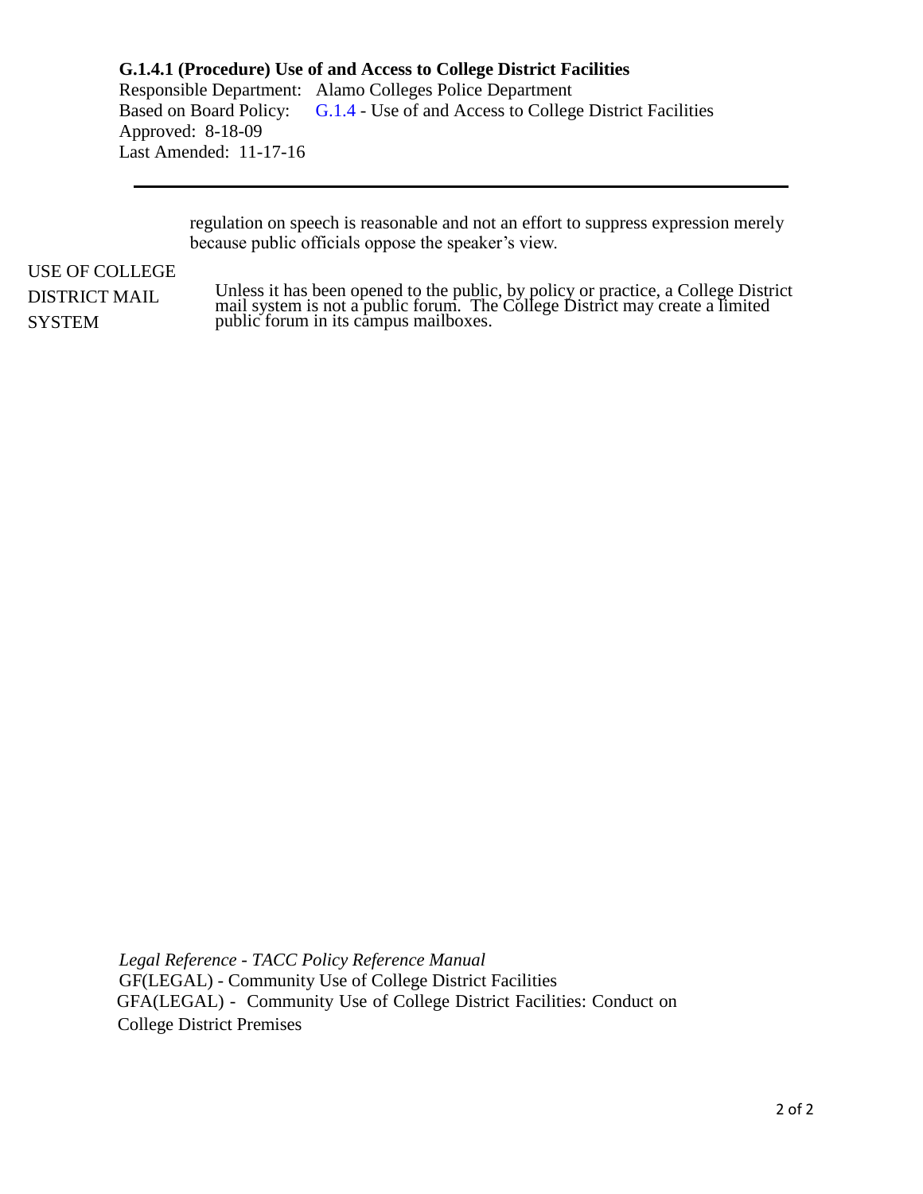**G.1.4.1 (Procedure) Use of and Access to College District Facilities**
Responsible Department: Alamo Colleges Police Department
Based on Board Policy: G.1.4 - Use of and Access to College District Facilities
Approved: 8-18-09
Last Amended: 11-17-16

---

regulation on speech is reasonable and not an effort to suppress expression merely because public officials oppose the speaker's view.

**USE OF COLLEGE DISTRICT MAIL SYSTEM**

Unless it has been opened to the public, by policy or practice, a College District mail system is not a public forum. The College District may create a limited public forum in its campus mailboxes.

*Legal Reference - TACC Policy Reference Manual*
GF(LEGAL) - Community Use of College District Facilities
GFA(LEGAL) - Community Use of College District Facilities: Conduct on College District Premises